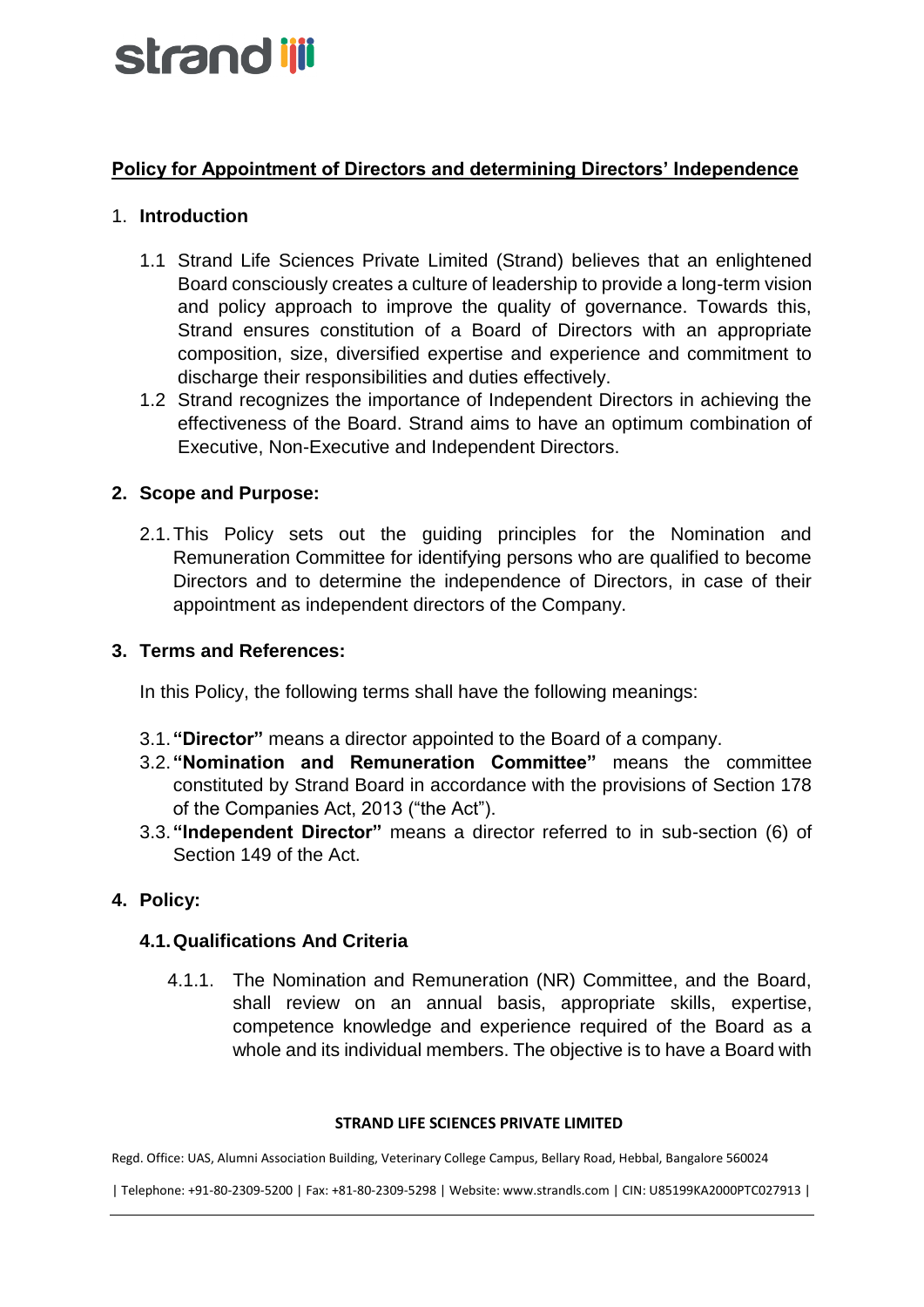## Policy for Appointment of Directors and determining Directors' Independence

### 1. Introduction

1.1 Strand Life Sciences Private Limited (Strand) believes that an enlightened Board consciously creates a culture of leadership to provide a long-term vision and policy approach to improve the quality of governance. Towards this, Strand ensures constitution of a Board of Directors with an appropriate composition, size, diversified expertise and experience and commitment to discharge their responsibilities and duties effectively.

1.2 Strand recognizes the importance of Independent Directors in achieving the effectiveness of the Board. Strand aims to have an optimum combination of Executive, Non-Executive and Independent Directors.

### 2. Scope and Purpose:

2.1. This Policy sets out the guiding principles for the Nomination and Remuneration Committee for identifying persons who are qualified to become Directors and to determine the independence of Directors, in case of their appointment as independent directors of the Company.

### 3. Terms and References:

In this Policy, the following terms shall have the following meanings:

3.1. **"Director"** means a director appointed to the Board of a company.

3.2. **"Nomination and Remuneration Committee"** means the committee constituted by Strand Board in accordance with the provisions of Section 178 of the Companies Act, 2013 ("the Act").

3.3. **"Independent Director"** means a director referred to in sub-section (6) of Section 149 of the Act.

### 4. Policy:

#### 4.1. Qualifications And Criteria

4.1.1. The Nomination and Remuneration (NR) Committee, and the Board, shall review on an annual basis, appropriate skills, expertise, competence knowledge and experience required of the Board as a whole and its individual members. The objective is to have a Board with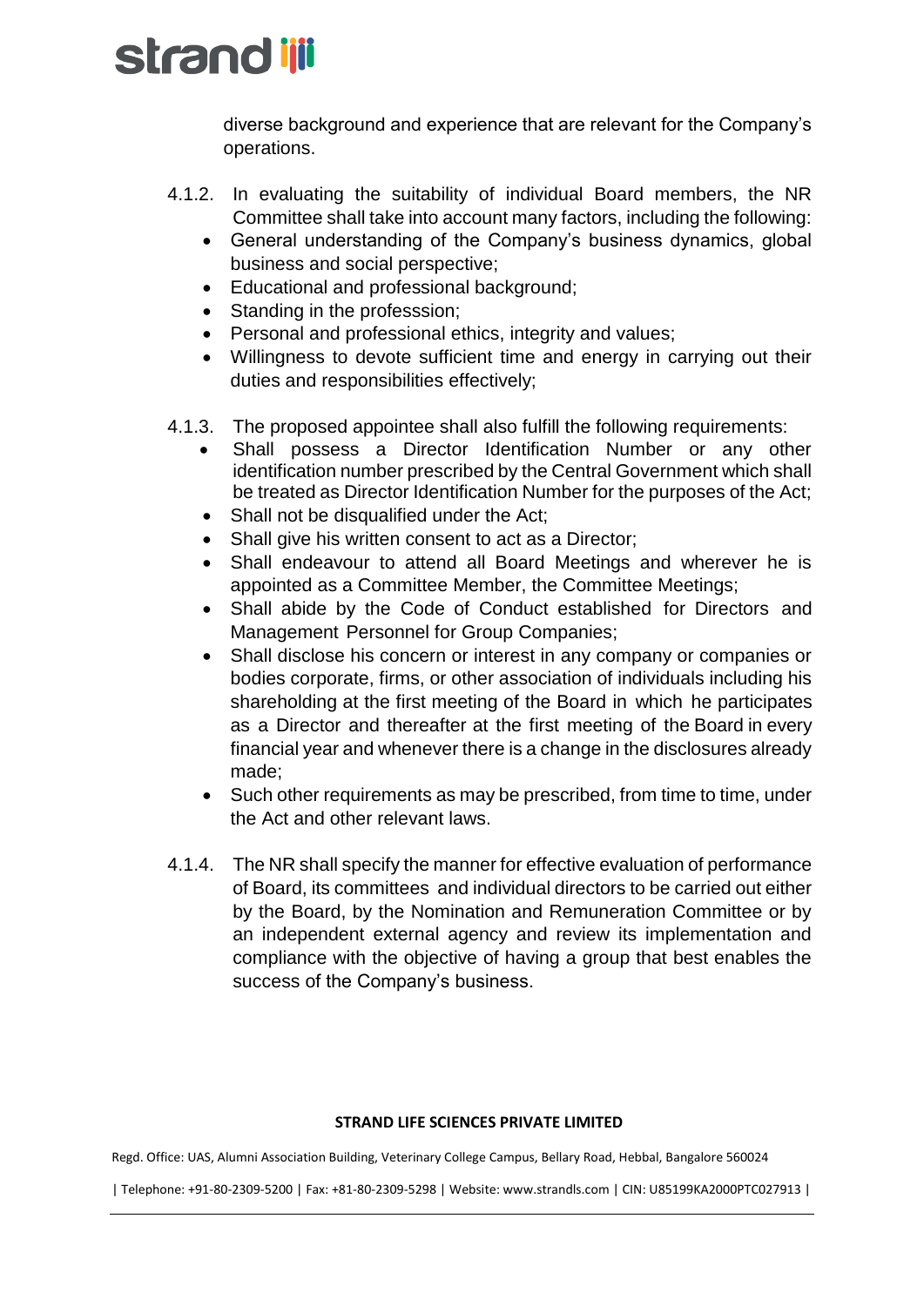diverse background and experience that are relevant for the Company's operations.

4.1.2. In evaluating the suitability of individual Board members, the NR Committee shall take into account many factors, including the following:

- General understanding of the Company's business dynamics, global business and social perspective;
- Educational and professional background;
- Standing in the professsion;
- Personal and professional ethics, integrity and values;
- Willingness to devote sufficient time and energy in carrying out their duties and responsibilities effectively;

4.1.3. The proposed appointee shall also fulfill the following requirements:

- Shall possess a Director Identification Number or any other identification number prescribed by the Central Government which shall be treated as Director Identification Number for the purposes of the Act;
- Shall not be disqualified under the Act;
- Shall give his written consent to act as a Director;
- Shall endeavour to attend all Board Meetings and wherever he is appointed as a Committee Member, the Committee Meetings;
- Shall abide by the Code of Conduct established for Directors and Management Personnel for Group Companies;
- Shall disclose his concern or interest in any company or companies or bodies corporate, firms, or other association of individuals including his shareholding at the first meeting of the Board in which he participates as a Director and thereafter at the first meeting of the Board in every financial year and whenever there is a change in the disclosures already made;
- Such other requirements as may be prescribed, from time to time, under the Act and other relevant laws.

4.1.4. The NR shall specify the manner for effective evaluation of performance of Board, its committees and individual directors to be carried out either by the Board, by the Nomination and Remuneration Committee or by an independent external agency and review its implementation and compliance with the objective of having a group that best enables the success of the Company's business.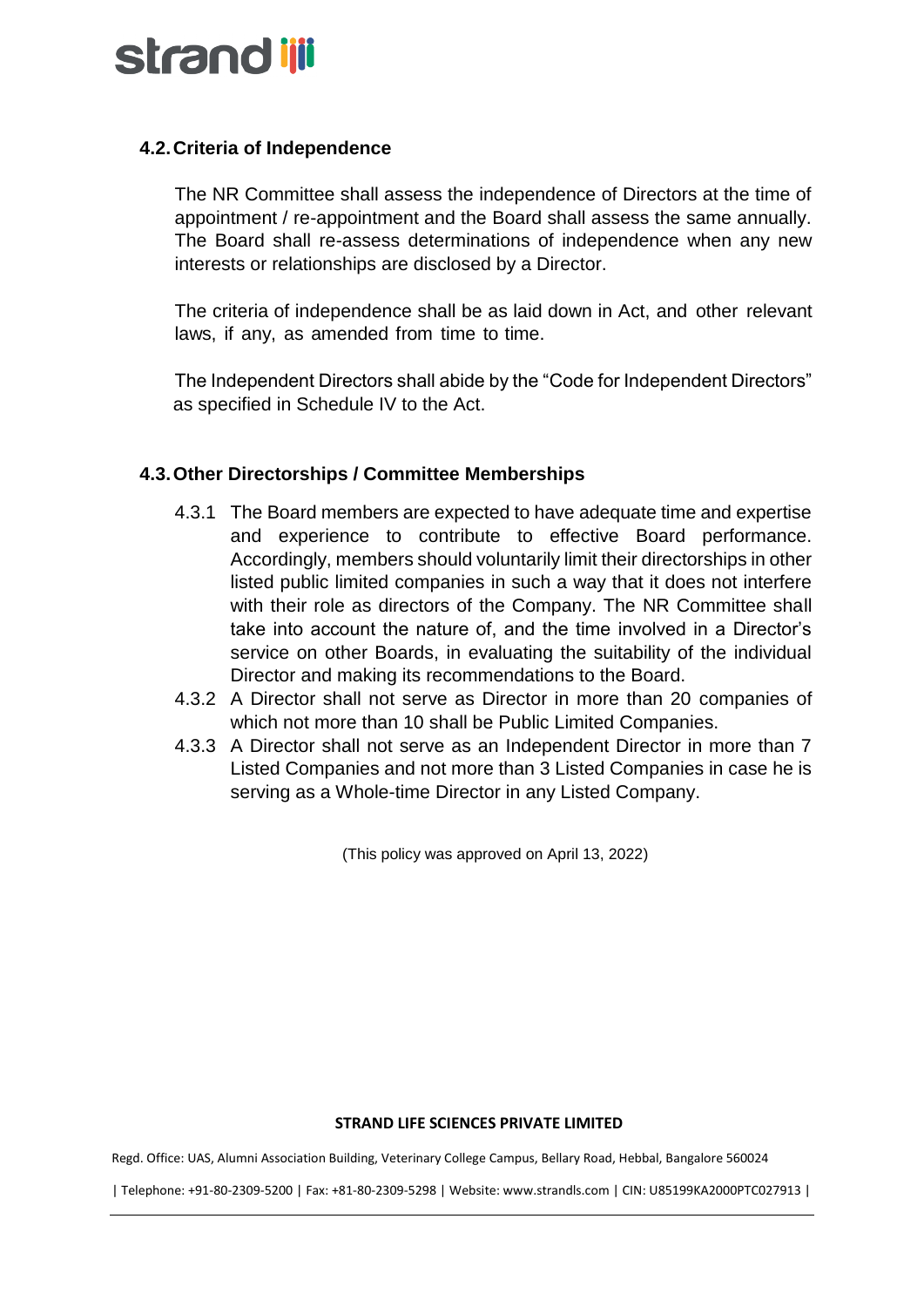### 4.2. Criteria of Independence

The NR Committee shall assess the independence of Directors at the time of appointment / re-appointment and the Board shall assess the same annually. The Board shall re-assess determinations of independence when any new interests or relationships are disclosed by a Director.

The criteria of independence shall be as laid down in Act, and other relevant laws, if any, as amended from time to time.

The Independent Directors shall abide by the "Code for Independent Directors" as specified in Schedule IV to the Act.

### 4.3. Other Directorships / Committee Memberships

4.3.1 The Board members are expected to have adequate time and expertise and experience to contribute to effective Board performance. Accordingly, members should voluntarily limit their directorships in other listed public limited companies in such a way that it does not interfere with their role as directors of the Company. The NR Committee shall take into account the nature of, and the time involved in a Director's service on other Boards, in evaluating the suitability of the individual Director and making its recommendations to the Board.

4.3.2 A Director shall not serve as Director in more than 20 companies of which not more than 10 shall be Public Limited Companies.

4.3.3 A Director shall not serve as an Independent Director in more than 7 Listed Companies and not more than 3 Listed Companies in case he is serving as a Whole-time Director in any Listed Company.

(This policy was approved on April 13, 2022)